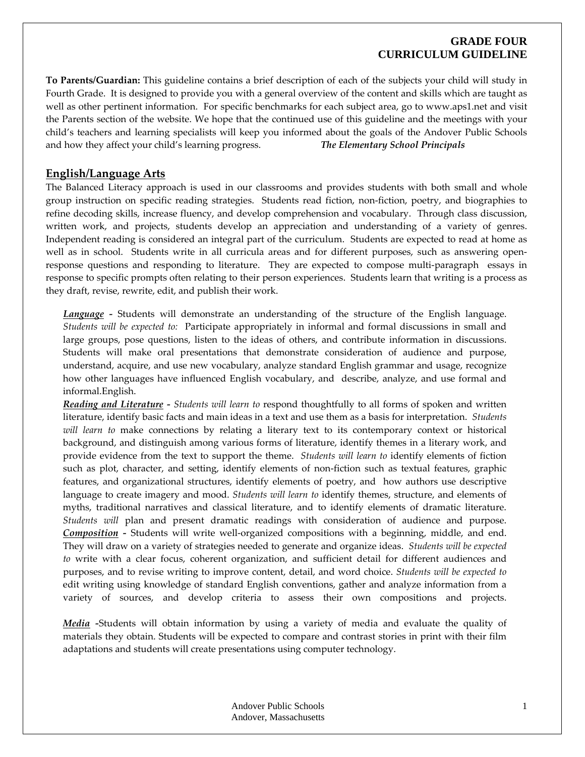# GRADE FOUR CURRICULUM GUIDELINE

**To Parents/Guardian:** This guideline contains a brief description of each of the subjects your child will study in Fourth Grade. It is designed to provide you with a general overview of the content and skills which are taught as well as other pertinent information. For specific benchmarks for each subject area, go to www.aps1.net and visit the Parents section of the website. We hope that the continued use of this guideline and the meetings with your child's teachers and learning specialists will keep you informed about the goals of the Andover Public Schools and how they affect your child's learning progress. ***The Elementary School Principals***

## English/Language Arts

The Balanced Literacy approach is used in our classrooms and provides students with both small and whole group instruction on specific reading strategies. Students read fiction, non-fiction, poetry, and biographies to refine decoding skills, increase fluency, and develop comprehension and vocabulary. Through class discussion, written work, and projects, students develop an appreciation and understanding of a variety of genres. Independent reading is considered an integral part of the curriculum. Students are expected to read at home as well as in school. Students write in all curricula areas and for different purposes, such as answering open-response questions and responding to literature. They are expected to compose multi-paragraph essays in response to specific prompts often relating to their person experiences. Students learn that writing is a process as they draft, revise, rewrite, edit, and publish their work.

***Language*** **-** Students will demonstrate an understanding of the structure of the English language. *Students will be expected to:* Participate appropriately in informal and formal discussions in small and large groups, pose questions, listen to the ideas of others, and contribute information in discussions. Students will make oral presentations that demonstrate consideration of audience and purpose, understand, acquire, and use new vocabulary, analyze standard English grammar and usage, recognize how other languages have influenced English vocabulary, and describe, analyze, and use formal and informal.English.

***Reading and Literature*** **-** *Students will learn to* respond thoughtfully to all forms of spoken and written literature, identify basic facts and main ideas in a text and use them as a basis for interpretation. *Students will learn to* make connections by relating a literary text to its contemporary context or historical background, and distinguish among various forms of literature, identify themes in a literary work, and provide evidence from the text to support the theme. *Students will learn to* identify elements of fiction such as plot, character, and setting, identify elements of non-fiction such as textual features, graphic features, and organizational structures, identify elements of poetry, and how authors use descriptive language to create imagery and mood. *Students will learn to* identify themes, structure, and elements of myths, traditional narratives and classical literature, and to identify elements of dramatic literature. *Students will* plan and present dramatic readings with consideration of audience and purpose.

***Composition*** **-** Students will write well-organized compositions with a beginning, middle, and end. They will draw on a variety of strategies needed to generate and organize ideas. *Students will be expected to* write with a clear focus, coherent organization, and sufficient detail for different audiences and purposes, and to revise writing to improve content, detail, and word choice. *Students will be expected to* edit writing using knowledge of standard English conventions, gather and analyze information from a variety of sources, and develop criteria to assess their own compositions and projects.

***Media*** **-**Students will obtain information by using a variety of media and evaluate the quality of materials they obtain. Students will be expected to compare and contrast stories in print with their film adaptations and students will create presentations using computer technology.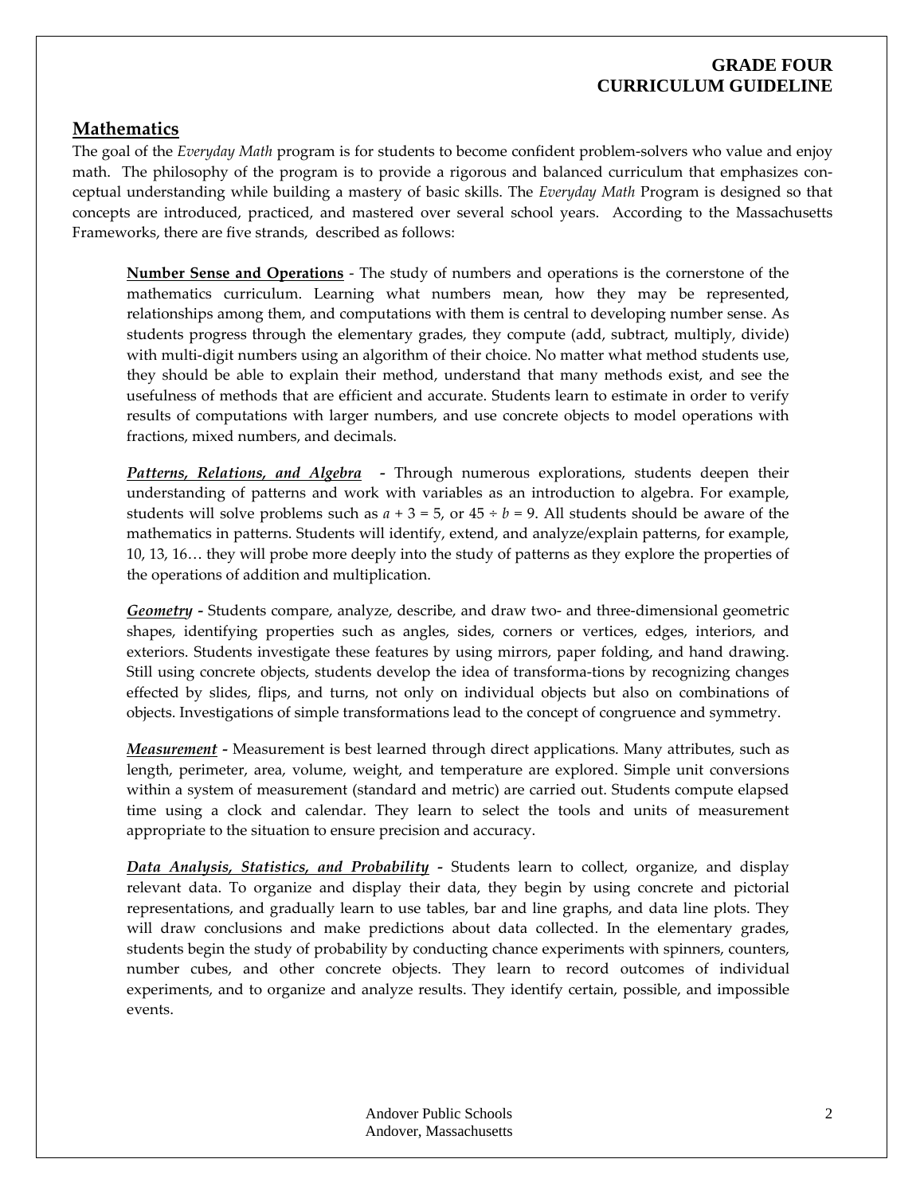## Mathematics

The goal of the *Everyday Math* program is for students to become confident problem-solvers who value and enjoy math. The philosophy of the program is to provide a rigorous and balanced curriculum that emphasizes conceptual understanding while building a mastery of basic skills. The *Everyday Math* Program is designed so that concepts are introduced, practiced, and mastered over several school years. According to the Massachusetts Frameworks, there are five strands, described as follows:

**Number Sense and Operations** - The study of numbers and operations is the cornerstone of the mathematics curriculum. Learning what numbers mean, how they may be represented, relationships among them, and computations with them is central to developing number sense. As students progress through the elementary grades, they compute (add, subtract, multiply, divide) with multi-digit numbers using an algorithm of their choice. No matter what method students use, they should be able to explain their method, understand that many methods exist, and see the usefulness of methods that are efficient and accurate. Students learn to estimate in order to verify results of computations with larger numbers, and use concrete objects to model operations with fractions, mixed numbers, and decimals.

***Patterns, Relations, and Algebra*** **-** Through numerous explorations, students deepen their understanding of patterns and work with variables as an introduction to algebra. For example, students will solve problems such as $a + 3 = 5$, or $45 \div b = 9$. All students should be aware of the mathematics in patterns. Students will identify, extend, and analyze/explain patterns, for example, 10, 13, 16… they will probe more deeply into the study of patterns as they explore the properties of the operations of addition and multiplication.

***Geometry*** **-** Students compare, analyze, describe, and draw two- and three-dimensional geometric shapes, identifying properties such as angles, sides, corners or vertices, edges, interiors, and exteriors. Students investigate these features by using mirrors, paper folding, and hand drawing. Still using concrete objects, students develop the idea of transforma-tions by recognizing changes effected by slides, flips, and turns, not only on individual objects but also on combinations of objects. Investigations of simple transformations lead to the concept of congruence and symmetry.

***Measurement*** **-** Measurement is best learned through direct applications. Many attributes, such as length, perimeter, area, volume, weight, and temperature are explored. Simple unit conversions within a system of measurement (standard and metric) are carried out. Students compute elapsed time using a clock and calendar. They learn to select the tools and units of measurement appropriate to the situation to ensure precision and accuracy.

***Data Analysis, Statistics, and Probability*** **-** Students learn to collect, organize, and display relevant data. To organize and display their data, they begin by using concrete and pictorial representations, and gradually learn to use tables, bar and line graphs, and data line plots. They will draw conclusions and make predictions about data collected. In the elementary grades, students begin the study of probability by conducting chance experiments with spinners, counters, number cubes, and other concrete objects. They learn to record outcomes of individual experiments, and to organize and analyze results. They identify certain, possible, and impossible events.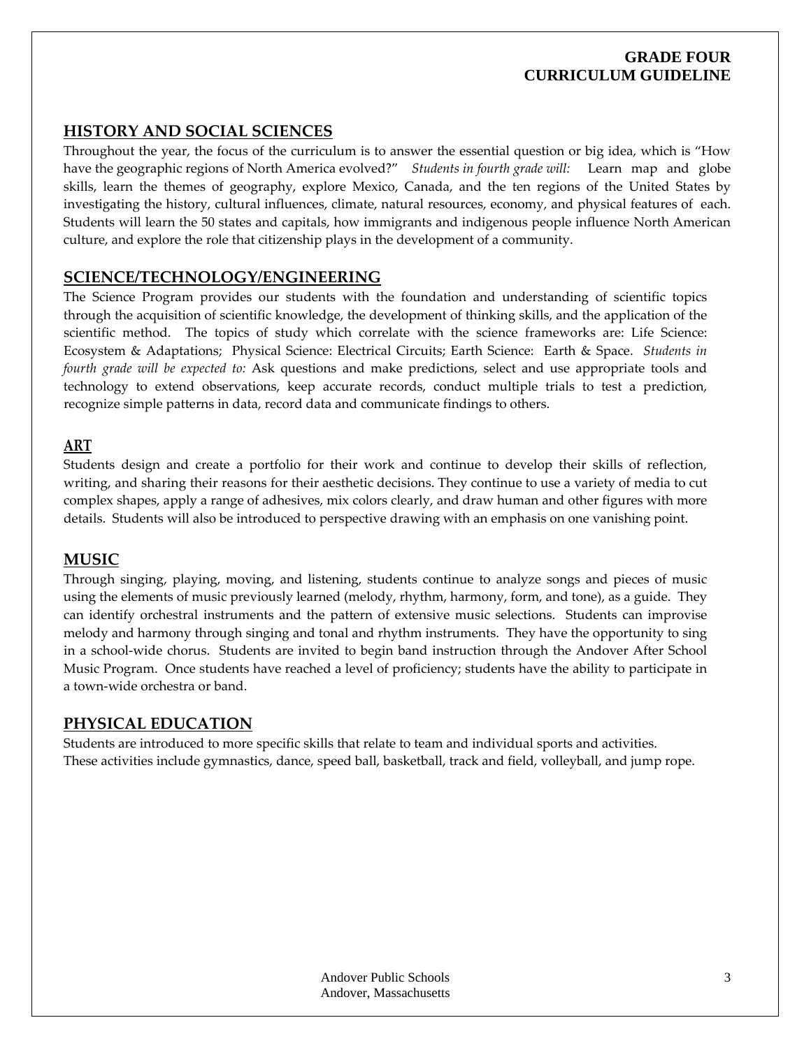# GRADE FOUR
# CURRICULUM GUIDELINE

## HISTORY AND SOCIAL SCIENCES

Throughout the year, the focus of the curriculum is to answer the essential question or big idea, which is "How have the geographic regions of North America evolved?" *Students in fourth grade will:* Learn map and globe skills, learn the themes of geography, explore Mexico, Canada, and the ten regions of the United States by investigating the history, cultural influences, climate, natural resources, economy, and physical features of each. Students will learn the 50 states and capitals, how immigrants and indigenous people influence North American culture, and explore the role that citizenship plays in the development of a community.

## SCIENCE/TECHNOLOGY/ENGINEERING

The Science Program provides our students with the foundation and understanding of scientific topics through the acquisition of scientific knowledge, the development of thinking skills, and the application of the scientific method. The topics of study which correlate with the science frameworks are: Life Science: Ecosystem & Adaptations; Physical Science: Electrical Circuits; Earth Science: Earth & Space. *Students in fourth grade will be expected to:* Ask questions and make predictions, select and use appropriate tools and technology to extend observations, keep accurate records, conduct multiple trials to test a prediction, recognize simple patterns in data, record data and communicate findings to others.

## ART

Students design and create a portfolio for their work and continue to develop their skills of reflection, writing, and sharing their reasons for their aesthetic decisions. They continue to use a variety of media to cut complex shapes, apply a range of adhesives, mix colors clearly, and draw human and other figures with more details. Students will also be introduced to perspective drawing with an emphasis on one vanishing point.

## MUSIC

Through singing, playing, moving, and listening, students continue to analyze songs and pieces of music using the elements of music previously learned (melody, rhythm, harmony, form, and tone), as a guide. They can identify orchestral instruments and the pattern of extensive music selections. Students can improvise melody and harmony through singing and tonal and rhythm instruments. They have the opportunity to sing in a school-wide chorus. Students are invited to begin band instruction through the Andover After School Music Program. Once students have reached a level of proficiency; students have the ability to participate in a town-wide orchestra or band.

## PHYSICAL EDUCATION

Students are introduced to more specific skills that relate to team and individual sports and activities. These activities include gymnastics, dance, speed ball, basketball, track and field, volleyball, and jump rope.